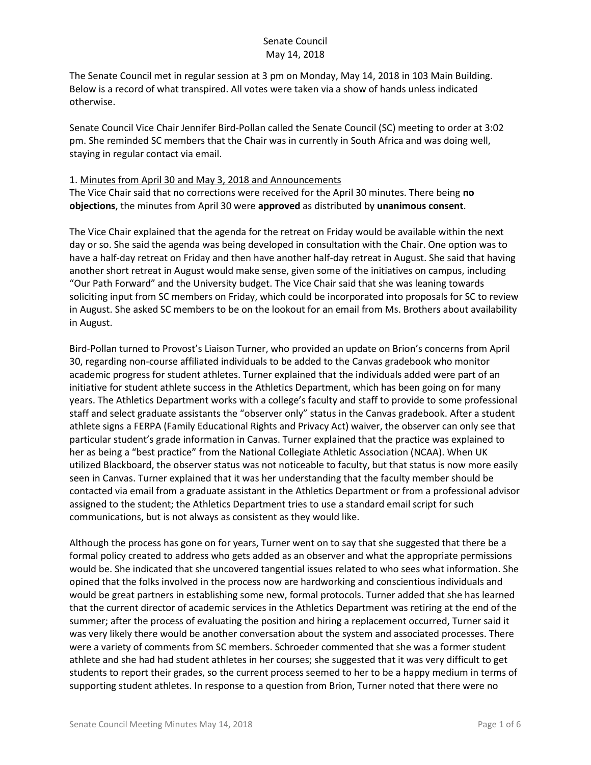Senate Council
May 14, 2018

The Senate Council met in regular session at 3 pm on Monday, May 14, 2018 in 103 Main Building. Below is a record of what transpired. All votes were taken via a show of hands unless indicated otherwise.

Senate Council Vice Chair Jennifer Bird-Pollan called the Senate Council (SC) meeting to order at 3:02 pm. She reminded SC members that the Chair was in currently in South Africa and was doing well, staying in regular contact via email.

1. Minutes from April 30 and May 3, 2018 and Announcements

The Vice Chair said that no corrections were received for the April 30 minutes. There being **no objections**, the minutes from April 30 were **approved** as distributed by **unanimous consent**.

The Vice Chair explained that the agenda for the retreat on Friday would be available within the next day or so. She said the agenda was being developed in consultation with the Chair. One option was to have a half-day retreat on Friday and then have another half-day retreat in August. She said that having another short retreat in August would make sense, given some of the initiatives on campus, including "Our Path Forward" and the University budget. The Vice Chair said that she was leaning towards soliciting input from SC members on Friday, which could be incorporated into proposals for SC to review in August. She asked SC members to be on the lookout for an email from Ms. Brothers about availability in August.

Bird-Pollan turned to Provost's Liaison Turner, who provided an update on Brion's concerns from April 30, regarding non-course affiliated individuals to be added to the Canvas gradebook who monitor academic progress for student athletes. Turner explained that the individuals added were part of an initiative for student athlete success in the Athletics Department, which has been going on for many years. The Athletics Department works with a college's faculty and staff to provide to some professional staff and select graduate assistants the "observer only" status in the Canvas gradebook. After a student athlete signs a FERPA (Family Educational Rights and Privacy Act) waiver, the observer can only see that particular student's grade information in Canvas. Turner explained that the practice was explained to her as being a "best practice" from the National Collegiate Athletic Association (NCAA). When UK utilized Blackboard, the observer status was not noticeable to faculty, but that status is now more easily seen in Canvas. Turner explained that it was her understanding that the faculty member should be contacted via email from a graduate assistant in the Athletics Department or from a professional advisor assigned to the student; the Athletics Department tries to use a standard email script for such communications, but is not always as consistent as they would like.

Although the process has gone on for years, Turner went on to say that she suggested that there be a formal policy created to address who gets added as an observer and what the appropriate permissions would be. She indicated that she uncovered tangential issues related to who sees what information. She opined that the folks involved in the process now are hardworking and conscientious individuals and would be great partners in establishing some new, formal protocols. Turner added that she has learned that the current director of academic services in the Athletics Department was retiring at the end of the summer; after the process of evaluating the position and hiring a replacement occurred, Turner said it was very likely there would be another conversation about the system and associated processes. There were a variety of comments from SC members. Schroeder commented that she was a former student athlete and she had had student athletes in her courses; she suggested that it was very difficult to get students to report their grades, so the current process seemed to her to be a happy medium in terms of supporting student athletes. In response to a question from Brion, Turner noted that there were no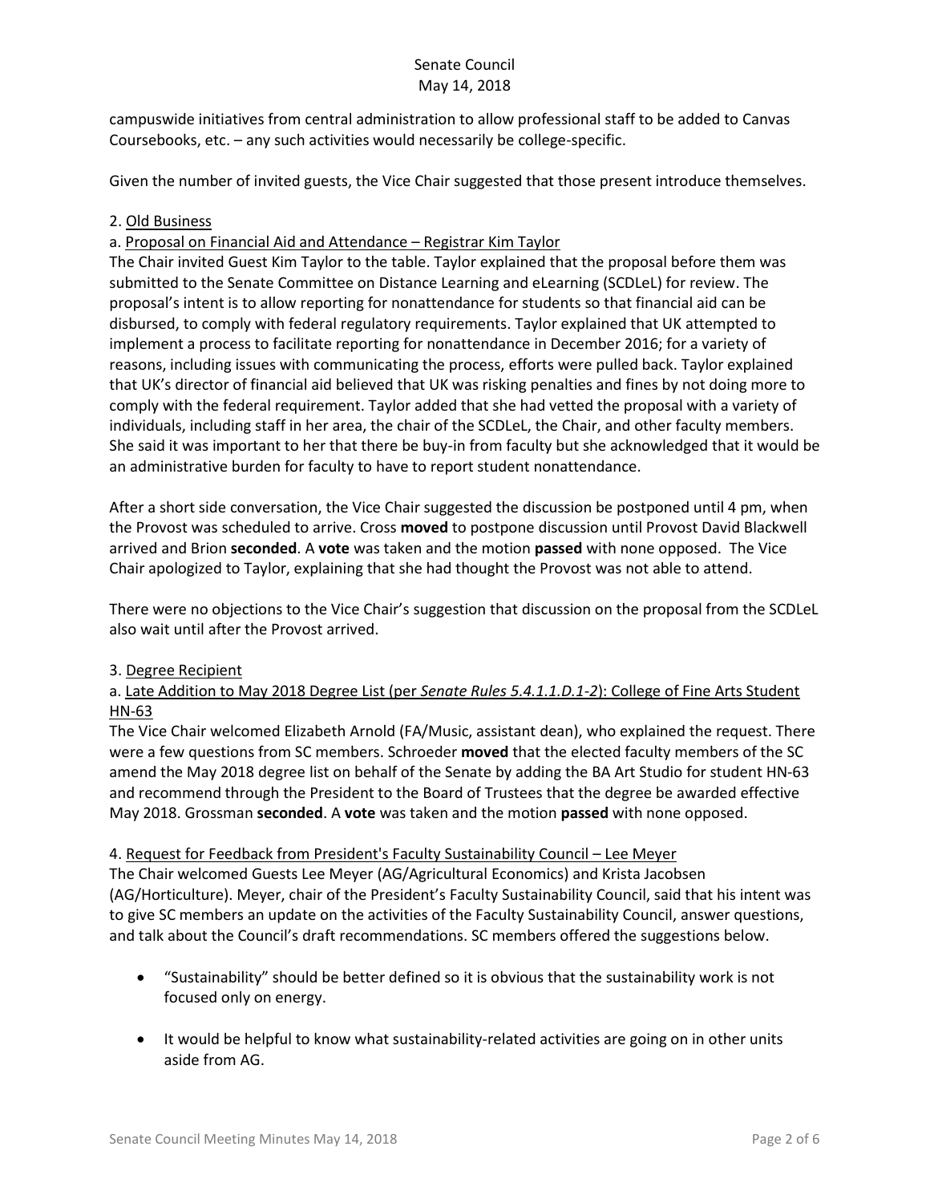campuswide initiatives from central administration to allow professional staff to be added to Canvas Coursebooks, etc. – any such activities would necessarily be college-specific.

Given the number of invited guests, the Vice Chair suggested that those present introduce themselves.

2. Old Business

a. Proposal on Financial Aid and Attendance – Registrar Kim Taylor

The Chair invited Guest Kim Taylor to the table. Taylor explained that the proposal before them was submitted to the Senate Committee on Distance Learning and eLearning (SCDLeL) for review. The proposal's intent is to allow reporting for nonattendance for students so that financial aid can be disbursed, to comply with federal regulatory requirements. Taylor explained that UK attempted to implement a process to facilitate reporting for nonattendance in December 2016; for a variety of reasons, including issues with communicating the process, efforts were pulled back. Taylor explained that UK's director of financial aid believed that UK was risking penalties and fines by not doing more to comply with the federal requirement. Taylor added that she had vetted the proposal with a variety of individuals, including staff in her area, the chair of the SCDLeL, the Chair, and other faculty members. She said it was important to her that there be buy-in from faculty but she acknowledged that it would be an administrative burden for faculty to have to report student nonattendance.

After a short side conversation, the Vice Chair suggested the discussion be postponed until 4 pm, when the Provost was scheduled to arrive. Cross **moved** to postpone discussion until Provost David Blackwell arrived and Brion **seconded**. A **vote** was taken and the motion **passed** with none opposed. The Vice Chair apologized to Taylor, explaining that she had thought the Provost was not able to attend.

There were no objections to the Vice Chair's suggestion that discussion on the proposal from the SCDLeL also wait until after the Provost arrived.

3. Degree Recipient

a. Late Addition to May 2018 Degree List (per *Senate Rules 5.4.1.1.D.1-2*): College of Fine Arts Student HN-63

The Vice Chair welcomed Elizabeth Arnold (FA/Music, assistant dean), who explained the request. There were a few questions from SC members. Schroeder **moved** that the elected faculty members of the SC amend the May 2018 degree list on behalf of the Senate by adding the BA Art Studio for student HN-63 and recommend through the President to the Board of Trustees that the degree be awarded effective May 2018. Grossman **seconded**. A **vote** was taken and the motion **passed** with none opposed.

4. Request for Feedback from President's Faculty Sustainability Council – Lee Meyer

The Chair welcomed Guests Lee Meyer (AG/Agricultural Economics) and Krista Jacobsen (AG/Horticulture). Meyer, chair of the President's Faculty Sustainability Council, said that his intent was to give SC members an update on the activities of the Faculty Sustainability Council, answer questions, and talk about the Council's draft recommendations. SC members offered the suggestions below.

- "Sustainability" should be better defined so it is obvious that the sustainability work is not focused only on energy.
- It would be helpful to know what sustainability-related activities are going on in other units aside from AG.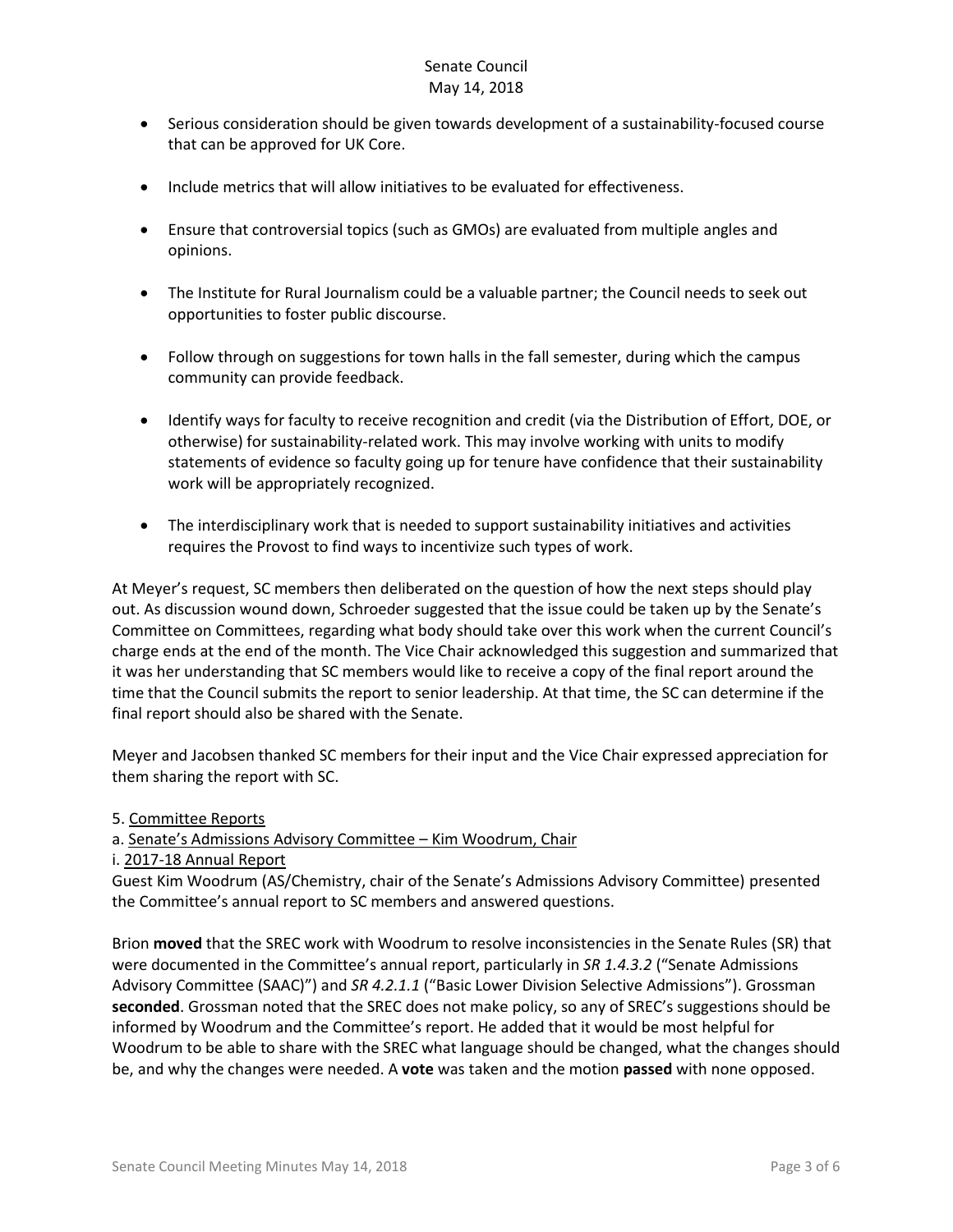- Serious consideration should be given towards development of a sustainability-focused course that can be approved for UK Core.
- Include metrics that will allow initiatives to be evaluated for effectiveness.
- Ensure that controversial topics (such as GMOs) are evaluated from multiple angles and opinions.
- The Institute for Rural Journalism could be a valuable partner; the Council needs to seek out opportunities to foster public discourse.
- Follow through on suggestions for town halls in the fall semester, during which the campus community can provide feedback.
- Identify ways for faculty to receive recognition and credit (via the Distribution of Effort, DOE, or otherwise) for sustainability-related work. This may involve working with units to modify statements of evidence so faculty going up for tenure have confidence that their sustainability work will be appropriately recognized.
- The interdisciplinary work that is needed to support sustainability initiatives and activities requires the Provost to find ways to incentivize such types of work.

At Meyer's request, SC members then deliberated on the question of how the next steps should play out. As discussion wound down, Schroeder suggested that the issue could be taken up by the Senate's Committee on Committees, regarding what body should take over this work when the current Council's charge ends at the end of the month. The Vice Chair acknowledged this suggestion and summarized that it was her understanding that SC members would like to receive a copy of the final report around the time that the Council submits the report to senior leadership. At that time, the SC can determine if the final report should also be shared with the Senate.

Meyer and Jacobsen thanked SC members for their input and the Vice Chair expressed appreciation for them sharing the report with SC.

5. Committee Reports

a. Senate's Admissions Advisory Committee – Kim Woodrum, Chair

i. 2017-18 Annual Report

Guest Kim Woodrum (AS/Chemistry, chair of the Senate's Admissions Advisory Committee) presented the Committee's annual report to SC members and answered questions.

Brion **moved** that the SREC work with Woodrum to resolve inconsistencies in the Senate Rules (SR) that were documented in the Committee's annual report, particularly in *SR 1.4.3.2* ("Senate Admissions Advisory Committee (SAAC)") and *SR 4.2.1.1* ("Basic Lower Division Selective Admissions"). Grossman **seconded**. Grossman noted that the SREC does not make policy, so any of SREC's suggestions should be informed by Woodrum and the Committee's report. He added that it would be most helpful for Woodrum to be able to share with the SREC what language should be changed, what the changes should be, and why the changes were needed. A **vote** was taken and the motion **passed** with none opposed.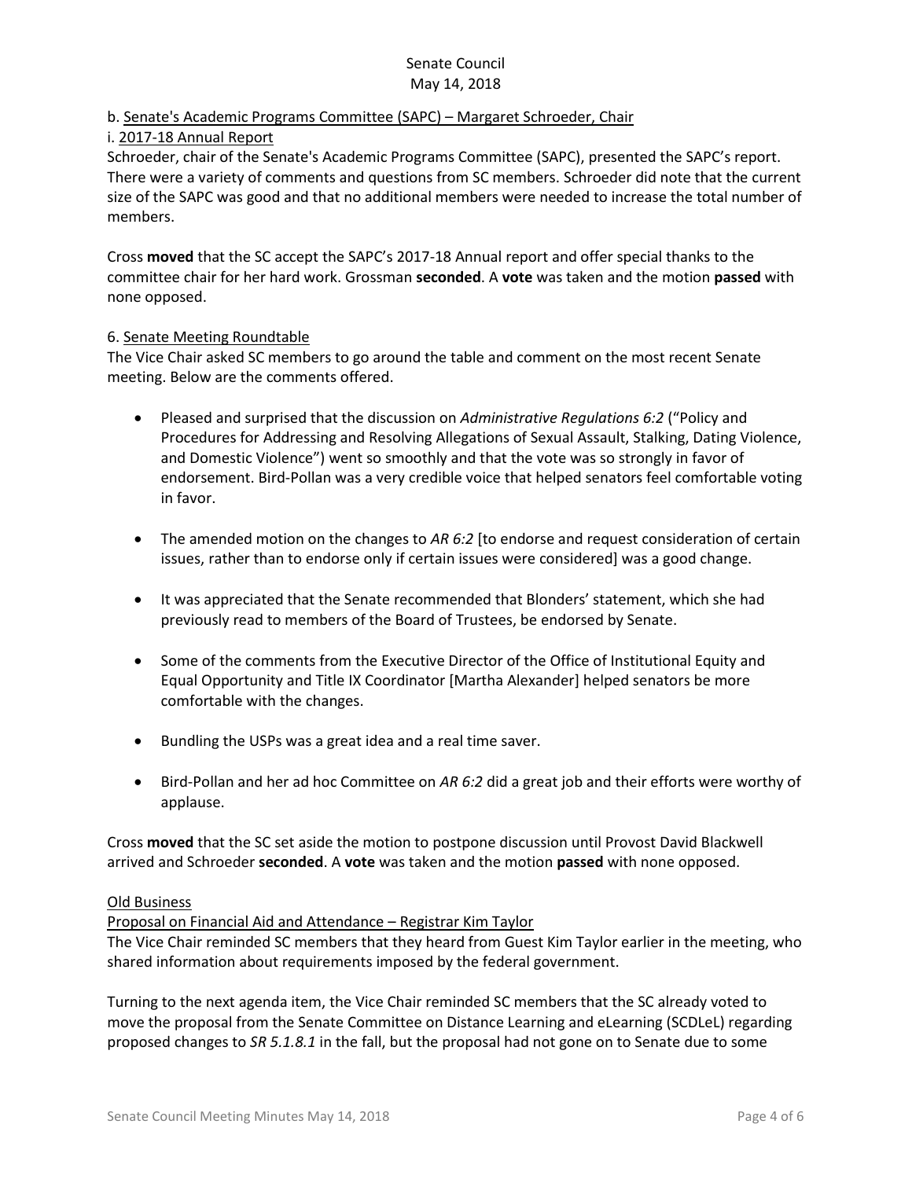b. Senate's Academic Programs Committee (SAPC) – Margaret Schroeder, Chair

i. 2017-18 Annual Report

Schroeder, chair of the Senate's Academic Programs Committee (SAPC), presented the SAPC's report. There were a variety of comments and questions from SC members. Schroeder did note that the current size of the SAPC was good and that no additional members were needed to increase the total number of members.

Cross **moved** that the SC accept the SAPC's 2017-18 Annual report and offer special thanks to the committee chair for her hard work. Grossman **seconded**. A **vote** was taken and the motion **passed** with none opposed.

6. Senate Meeting Roundtable

The Vice Chair asked SC members to go around the table and comment on the most recent Senate meeting. Below are the comments offered.

- Pleased and surprised that the discussion on *Administrative Regulations 6:2* ("Policy and Procedures for Addressing and Resolving Allegations of Sexual Assault, Stalking, Dating Violence, and Domestic Violence") went so smoothly and that the vote was so strongly in favor of endorsement. Bird-Pollan was a very credible voice that helped senators feel comfortable voting in favor.
- The amended motion on the changes to *AR 6:2* [to endorse and request consideration of certain issues, rather than to endorse only if certain issues were considered] was a good change.
- It was appreciated that the Senate recommended that Blonders' statement, which she had previously read to members of the Board of Trustees, be endorsed by Senate.
- Some of the comments from the Executive Director of the Office of Institutional Equity and Equal Opportunity and Title IX Coordinator [Martha Alexander] helped senators be more comfortable with the changes.
- Bundling the USPs was a great idea and a real time saver.
- Bird-Pollan and her ad hoc Committee on *AR 6:2* did a great job and their efforts were worthy of applause.

Cross **moved** that the SC set aside the motion to postpone discussion until Provost David Blackwell arrived and Schroeder **seconded**. A **vote** was taken and the motion **passed** with none opposed.

Old Business

Proposal on Financial Aid and Attendance – Registrar Kim Taylor

The Vice Chair reminded SC members that they heard from Guest Kim Taylor earlier in the meeting, who shared information about requirements imposed by the federal government.

Turning to the next agenda item, the Vice Chair reminded SC members that the SC already voted to move the proposal from the Senate Committee on Distance Learning and eLearning (SCDLeL) regarding proposed changes to *SR 5.1.8.1* in the fall, but the proposal had not gone on to Senate due to some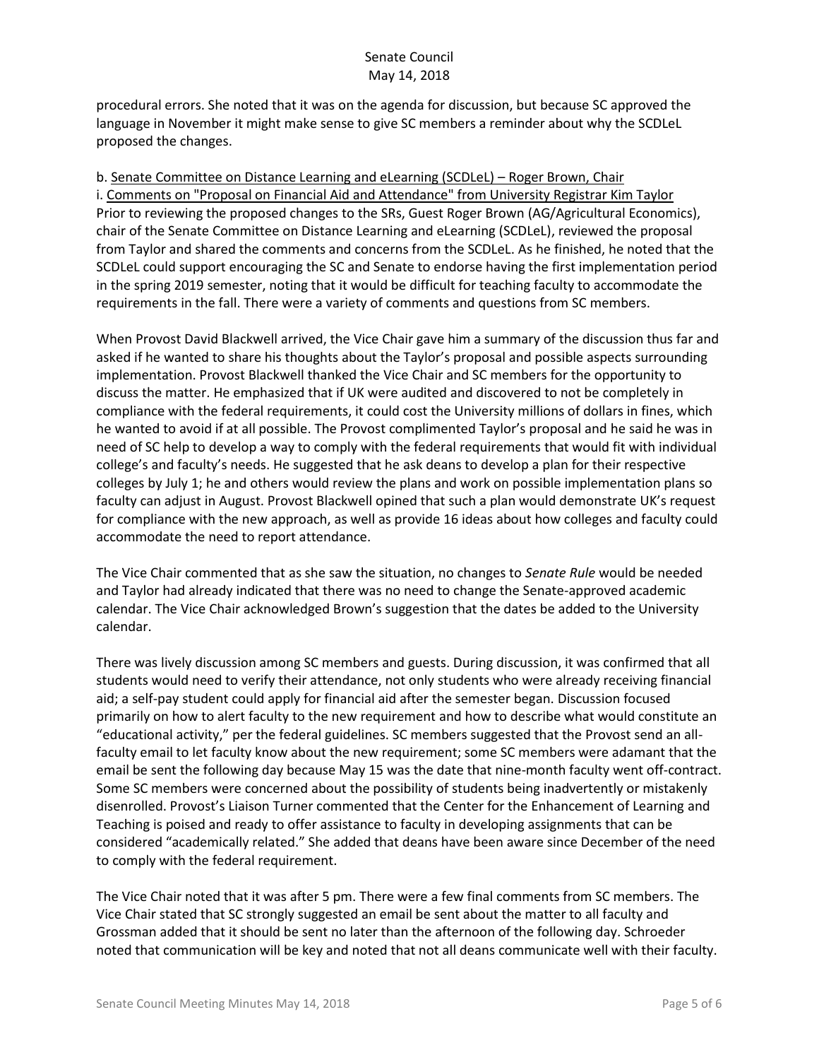procedural errors. She noted that it was on the agenda for discussion, but because SC approved the language in November it might make sense to give SC members a reminder about why the SCDLeL proposed the changes.

b. Senate Committee on Distance Learning and eLearning (SCDLeL) – Roger Brown, Chair

i. Comments on "Proposal on Financial Aid and Attendance" from University Registrar Kim Taylor

Prior to reviewing the proposed changes to the SRs, Guest Roger Brown (AG/Agricultural Economics), chair of the Senate Committee on Distance Learning and eLearning (SCDLeL), reviewed the proposal from Taylor and shared the comments and concerns from the SCDLeL. As he finished, he noted that the SCDLeL could support encouraging the SC and Senate to endorse having the first implementation period in the spring 2019 semester, noting that it would be difficult for teaching faculty to accommodate the requirements in the fall. There were a variety of comments and questions from SC members.

When Provost David Blackwell arrived, the Vice Chair gave him a summary of the discussion thus far and asked if he wanted to share his thoughts about the Taylor's proposal and possible aspects surrounding implementation. Provost Blackwell thanked the Vice Chair and SC members for the opportunity to discuss the matter. He emphasized that if UK were audited and discovered to not be completely in compliance with the federal requirements, it could cost the University millions of dollars in fines, which he wanted to avoid if at all possible. The Provost complimented Taylor's proposal and he said he was in need of SC help to develop a way to comply with the federal requirements that would fit with individual college's and faculty's needs. He suggested that he ask deans to develop a plan for their respective colleges by July 1; he and others would review the plans and work on possible implementation plans so faculty can adjust in August. Provost Blackwell opined that such a plan would demonstrate UK's request for compliance with the new approach, as well as provide 16 ideas about how colleges and faculty could accommodate the need to report attendance.

The Vice Chair commented that as she saw the situation, no changes to *Senate Rule* would be needed and Taylor had already indicated that there was no need to change the Senate-approved academic calendar. The Vice Chair acknowledged Brown's suggestion that the dates be added to the University calendar.

There was lively discussion among SC members and guests. During discussion, it was confirmed that all students would need to verify their attendance, not only students who were already receiving financial aid; a self-pay student could apply for financial aid after the semester began. Discussion focused primarily on how to alert faculty to the new requirement and how to describe what would constitute an "educational activity," per the federal guidelines. SC members suggested that the Provost send an all-faculty email to let faculty know about the new requirement; some SC members were adamant that the email be sent the following day because May 15 was the date that nine-month faculty went off-contract. Some SC members were concerned about the possibility of students being inadvertently or mistakenly disenrolled. Provost's Liaison Turner commented that the Center for the Enhancement of Learning and Teaching is poised and ready to offer assistance to faculty in developing assignments that can be considered "academically related." She added that deans have been aware since December of the need to comply with the federal requirement.

The Vice Chair noted that it was after 5 pm. There were a few final comments from SC members. The Vice Chair stated that SC strongly suggested an email be sent about the matter to all faculty and Grossman added that it should be sent no later than the afternoon of the following day. Schroeder noted that communication will be key and noted that not all deans communicate well with their faculty.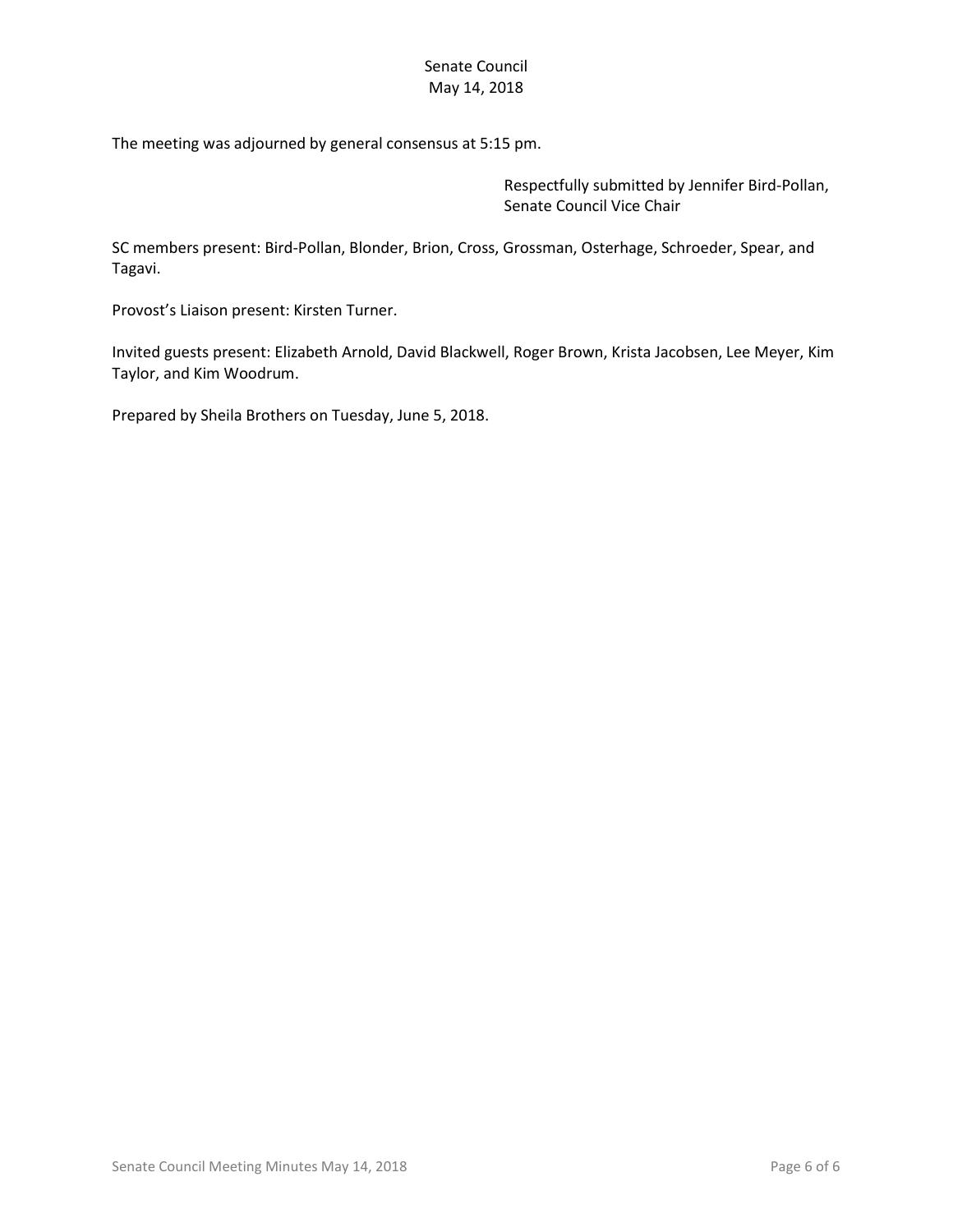The meeting was adjourned by general consensus at 5:15 pm.

Respectfully submitted by Jennifer Bird-Pollan,
Senate Council Vice Chair

SC members present: Bird-Pollan, Blonder, Brion, Cross, Grossman, Osterhage, Schroeder, Spear, and Tagavi.

Provost's Liaison present: Kirsten Turner.

Invited guests present: Elizabeth Arnold, David Blackwell, Roger Brown, Krista Jacobsen, Lee Meyer, Kim Taylor, and Kim Woodrum.

Prepared by Sheila Brothers on Tuesday, June 5, 2018.